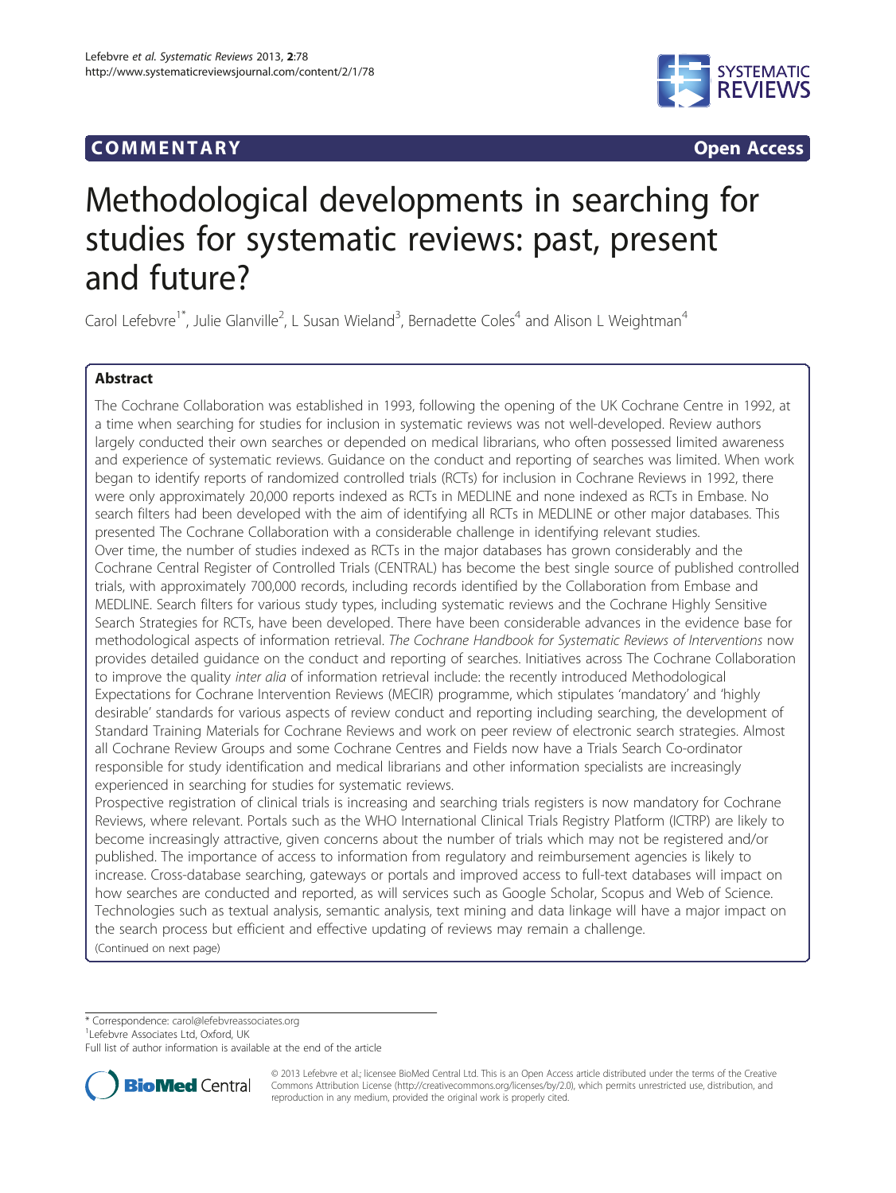COMMENTARY Open Access

# Methodological developments in searching for studies for systematic reviews: past, present and future?

Carol Lefebvre[1*], Julie Glanville[2], L Susan Wieland[3], Bernadette Coles[4] and Alison L Weightman[4]

## Abstract

The Cochrane Collaboration was established in 1993, following the opening of the UK Cochrane Centre in 1992, at a time when searching for studies for inclusion in systematic reviews was not well-developed. Review authors largely conducted their own searches or depended on medical librarians, who often possessed limited awareness and experience of systematic reviews. Guidance on the conduct and reporting of searches was limited. When work began to identify reports of randomized controlled trials (RCTs) for inclusion in Cochrane Reviews in 1992, there were only approximately 20,000 reports indexed as RCTs in MEDLINE and none indexed as RCTs in Embase. No search filters had been developed with the aim of identifying all RCTs in MEDLINE or other major databases. This presented The Cochrane Collaboration with a considerable challenge in identifying relevant studies.

Over time, the number of studies indexed as RCTs in the major databases has grown considerably and the Cochrane Central Register of Controlled Trials (CENTRAL) has become the best single source of published controlled trials, with approximately 700,000 records, including records identified by the Collaboration from Embase and MEDLINE. Search filters for various study types, including systematic reviews and the Cochrane Highly Sensitive Search Strategies for RCTs, have been developed. There have been considerable advances in the evidence base for methodological aspects of information retrieval. *The Cochrane Handbook for Systematic Reviews of Interventions* now provides detailed guidance on the conduct and reporting of searches. Initiatives across The Cochrane Collaboration to improve the quality *inter alia* of information retrieval include: the recently introduced Methodological Expectations for Cochrane Intervention Reviews (MECIR) programme, which stipulates 'mandatory' and 'highly desirable' standards for various aspects of review conduct and reporting including searching, the development of Standard Training Materials for Cochrane Reviews and work on peer review of electronic search strategies. Almost all Cochrane Review Groups and some Cochrane Centres and Fields now have a Trials Search Co-ordinator responsible for study identification and medical librarians and other information specialists are increasingly experienced in searching for studies for systematic reviews.

Prospective registration of clinical trials is increasing and searching trials registers is now mandatory for Cochrane Reviews, where relevant. Portals such as the WHO International Clinical Trials Registry Platform (ICTRP) are likely to become increasingly attractive, given concerns about the number of trials which may not be registered and/or published. The importance of access to information from regulatory and reimbursement agencies is likely to increase. Cross-database searching, gateways or portals and improved access to full-text databases will impact on how searches are conducted and reported, as will services such as Google Scholar, Scopus and Web of Science. Technologies such as textual analysis, semantic analysis, text mining and data linkage will have a major impact on the search process but efficient and effective updating of reviews may remain a challenge.

(Continued on next page)

* Correspondence: carol@lefebvreassociates.org
[1]Lefebvre Associates Ltd, Oxford, UK
Full list of author information is available at the end of the article

© 2013 Lefebvre et al.; licensee BioMed Central Ltd. This is an Open Access article distributed under the terms of the Creative Commons Attribution License (http://creativecommons.org/licenses/by/2.0), which permits unrestricted use, distribution, and reproduction in any medium, provided the original work is properly cited.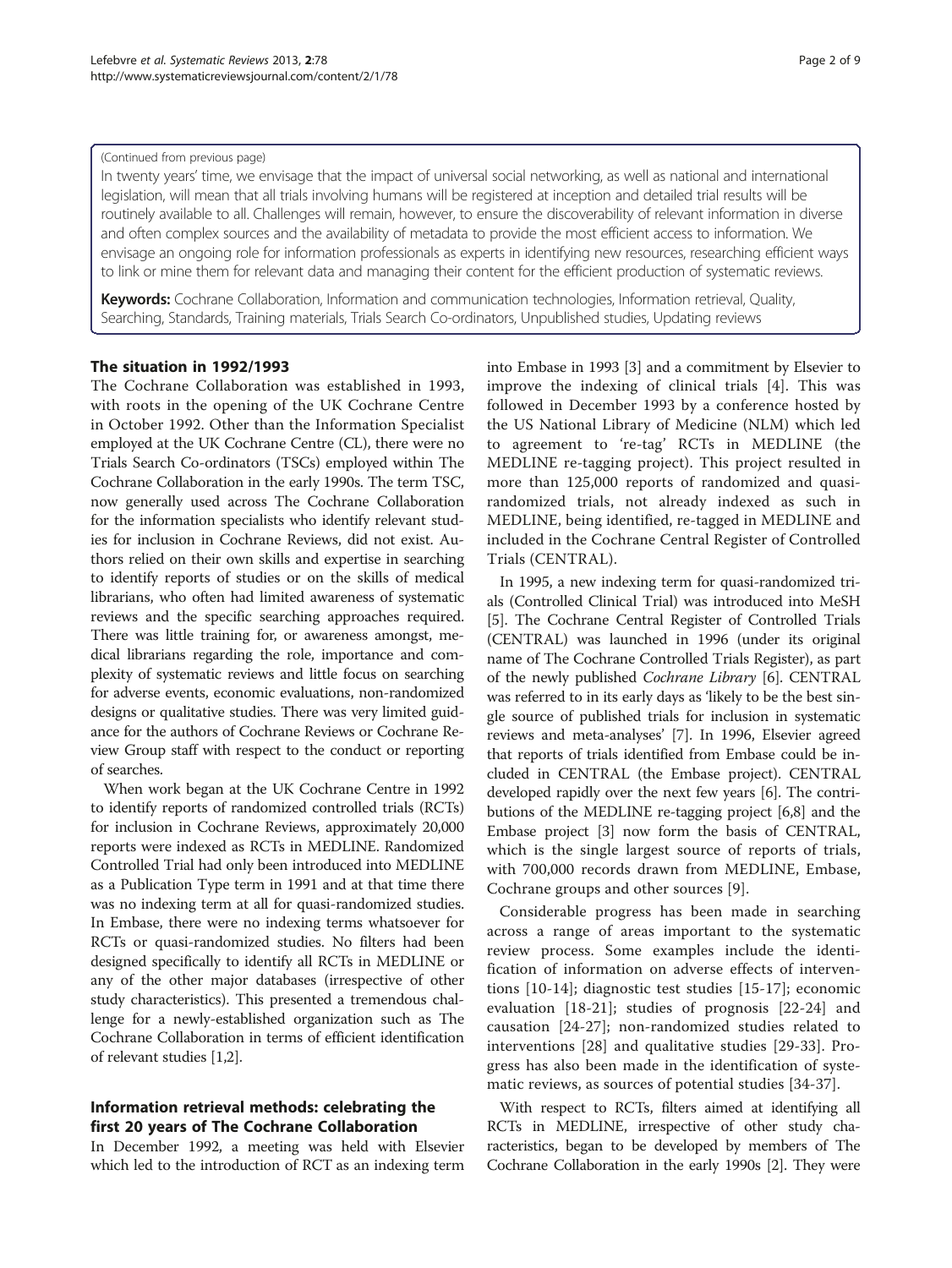(Continued from previous page)

In twenty years' time, we envisage that the impact of universal social networking, as well as national and international legislation, will mean that all trials involving humans will be registered at inception and detailed trial results will be routinely available to all. Challenges will remain, however, to ensure the discoverability of relevant information in diverse and often complex sources and the availability of metadata to provide the most efficient access to information. We envisage an ongoing role for information professionals as experts in identifying new resources, researching efficient ways to link or mine them for relevant data and managing their content for the efficient production of systematic reviews.

**Keywords:** Cochrane Collaboration, Information and communication technologies, Information retrieval, Quality, Searching, Standards, Training materials, Trials Search Co-ordinators, Unpublished studies, Updating reviews

## The situation in 1992/1993

The Cochrane Collaboration was established in 1993, with roots in the opening of the UK Cochrane Centre in October 1992. Other than the Information Specialist employed at the UK Cochrane Centre (CL), there were no Trials Search Co-ordinators (TSCs) employed within The Cochrane Collaboration in the early 1990s. The term TSC, now generally used across The Cochrane Collaboration for the information specialists who identify relevant studies for inclusion in Cochrane Reviews, did not exist. Authors relied on their own skills and expertise in searching to identify reports of studies or on the skills of medical librarians, who often had limited awareness of systematic reviews and the specific searching approaches required. There was little training for, or awareness amongst, medical librarians regarding the role, importance and complexity of systematic reviews and little focus on searching for adverse events, economic evaluations, non-randomized designs or qualitative studies. There was very limited guidance for the authors of Cochrane Reviews or Cochrane Review Group staff with respect to the conduct or reporting of searches.

When work began at the UK Cochrane Centre in 1992 to identify reports of randomized controlled trials (RCTs) for inclusion in Cochrane Reviews, approximately 20,000 reports were indexed as RCTs in MEDLINE. Randomized Controlled Trial had only been introduced into MEDLINE as a Publication Type term in 1991 and at that time there was no indexing term at all for quasi-randomized studies. In Embase, there were no indexing terms whatsoever for RCTs or quasi-randomized studies. No filters had been designed specifically to identify all RCTs in MEDLINE or any of the other major databases (irrespective of other study characteristics). This presented a tremendous challenge for a newly-established organization such as The Cochrane Collaboration in terms of efficient identification of relevant studies [1,2].

## Information retrieval methods: celebrating the first 20 years of The Cochrane Collaboration

In December 1992, a meeting was held with Elsevier which led to the introduction of RCT as an indexing term into Embase in 1993 [3] and a commitment by Elsevier to improve the indexing of clinical trials [4]. This was followed in December 1993 by a conference hosted by the US National Library of Medicine (NLM) which led to agreement to 're-tag' RCTs in MEDLINE (the MEDLINE re-tagging project). This project resulted in more than 125,000 reports of randomized and quasi-randomized trials, not already indexed as such in MEDLINE, being identified, re-tagged in MEDLINE and included in the Cochrane Central Register of Controlled Trials (CENTRAL).

In 1995, a new indexing term for quasi-randomized trials (Controlled Clinical Trial) was introduced into MeSH [5]. The Cochrane Central Register of Controlled Trials (CENTRAL) was launched in 1996 (under its original name of The Cochrane Controlled Trials Register), as part of the newly published *Cochrane Library* [6]. CENTRAL was referred to in its early days as 'likely to be the best single source of published trials for inclusion in systematic reviews and meta-analyses' [7]. In 1996, Elsevier agreed that reports of trials identified from Embase could be included in CENTRAL (the Embase project). CENTRAL developed rapidly over the next few years [6]. The contributions of the MEDLINE re-tagging project [6,8] and the Embase project [3] now form the basis of CENTRAL, which is the single largest source of reports of trials, with 700,000 records drawn from MEDLINE, Embase, Cochrane groups and other sources [9].

Considerable progress has been made in searching across a range of areas important to the systematic review process. Some examples include the identification of information on adverse effects of interventions [10-14]; diagnostic test studies [15-17]; economic evaluation [18-21]; studies of prognosis [22-24] and causation [24-27]; non-randomized studies related to interventions [28] and qualitative studies [29-33]. Progress has also been made in the identification of systematic reviews, as sources of potential studies [34-37].

With respect to RCTs, filters aimed at identifying all RCTs in MEDLINE, irrespective of other study characteristics, began to be developed by members of The Cochrane Collaboration in the early 1990s [2]. They were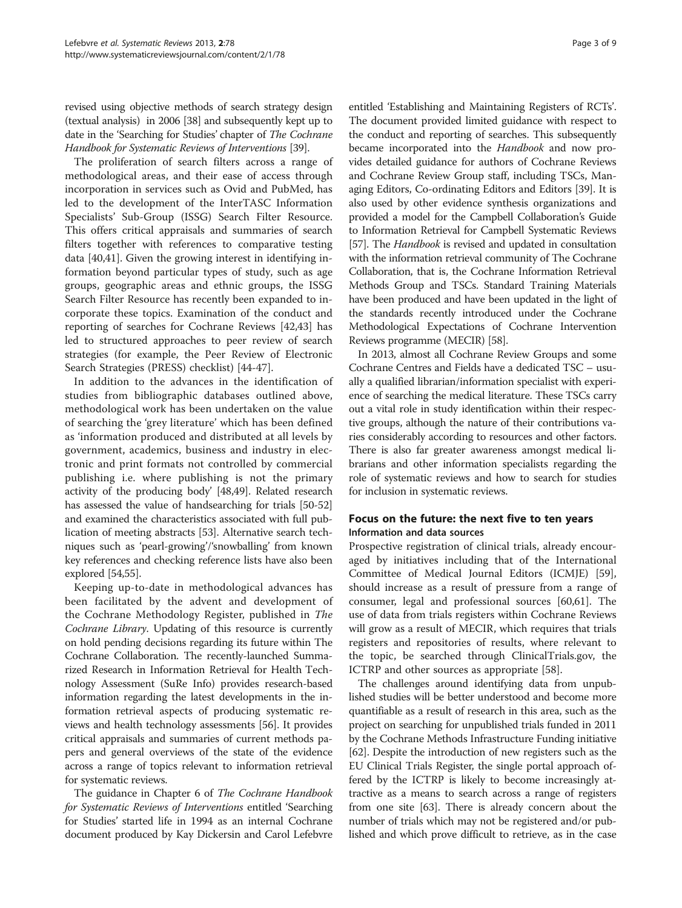revised using objective methods of search strategy design (textual analysis) in 2006 [38] and subsequently kept up to date in the 'Searching for Studies' chapter of *The Cochrane Handbook for Systematic Reviews of Interventions* [39].

The proliferation of search filters across a range of methodological areas, and their ease of access through incorporation in services such as Ovid and PubMed, has led to the development of the InterTASC Information Specialists' Sub-Group (ISSG) Search Filter Resource. This offers critical appraisals and summaries of search filters together with references to comparative testing data [40,41]. Given the growing interest in identifying information beyond particular types of study, such as age groups, geographic areas and ethnic groups, the ISSG Search Filter Resource has recently been expanded to incorporate these topics. Examination of the conduct and reporting of searches for Cochrane Reviews [42,43] has led to structured approaches to peer review of search strategies (for example, the Peer Review of Electronic Search Strategies (PRESS) checklist) [44-47].

In addition to the advances in the identification of studies from bibliographic databases outlined above, methodological work has been undertaken on the value of searching the 'grey literature' which has been defined as 'information produced and distributed at all levels by government, academics, business and industry in electronic and print formats not controlled by commercial publishing i.e. where publishing is not the primary activity of the producing body' [48,49]. Related research has assessed the value of handsearching for trials [50-52] and examined the characteristics associated with full publication of meeting abstracts [53]. Alternative search techniques such as 'pearl-growing'/'snowballing' from known key references and checking reference lists have also been explored [54,55].

Keeping up-to-date in methodological advances has been facilitated by the advent and development of the Cochrane Methodology Register, published in *The Cochrane Library*. Updating of this resource is currently on hold pending decisions regarding its future within The Cochrane Collaboration. The recently-launched Summarized Research in Information Retrieval for Health Technology Assessment (SuRe Info) provides research-based information regarding the latest developments in the information retrieval aspects of producing systematic reviews and health technology assessments [56]. It provides critical appraisals and summaries of current methods papers and general overviews of the state of the evidence across a range of topics relevant to information retrieval for systematic reviews.

The guidance in Chapter 6 of *The Cochrane Handbook for Systematic Reviews of Interventions* entitled 'Searching for Studies' started life in 1994 as an internal Cochrane document produced by Kay Dickersin and Carol Lefebvre entitled 'Establishing and Maintaining Registers of RCTs'. The document provided limited guidance with respect to the conduct and reporting of searches. This subsequently became incorporated into the *Handbook* and now provides detailed guidance for authors of Cochrane Reviews and Cochrane Review Group staff, including TSCs, Managing Editors, Co-ordinating Editors and Editors [39]. It is also used by other evidence synthesis organizations and provided a model for the Campbell Collaboration's Guide to Information Retrieval for Campbell Systematic Reviews [57]. The *Handbook* is revised and updated in consultation with the information retrieval community of The Cochrane Collaboration, that is, the Cochrane Information Retrieval Methods Group and TSCs. Standard Training Materials have been produced and have been updated in the light of the standards recently introduced under the Cochrane Methodological Expectations of Cochrane Intervention Reviews programme (MECIR) [58].

In 2013, almost all Cochrane Review Groups and some Cochrane Centres and Fields have a dedicated TSC – usually a qualified librarian/information specialist with experience of searching the medical literature. These TSCs carry out a vital role in study identification within their respective groups, although the nature of their contributions varies considerably according to resources and other factors. There is also far greater awareness amongst medical librarians and other information specialists regarding the role of systematic reviews and how to search for studies for inclusion in systematic reviews.

## Focus on the future: the next five to ten years

### Information and data sources

Prospective registration of clinical trials, already encouraged by initiatives including that of the International Committee of Medical Journal Editors (ICMJE) [59], should increase as a result of pressure from a range of consumer, legal and professional sources [60,61]. The use of data from trials registers within Cochrane Reviews will grow as a result of MECIR, which requires that trials registers and repositories of results, where relevant to the topic, be searched through ClinicalTrials.gov, the ICTRP and other sources as appropriate [58].

The challenges around identifying data from unpublished studies will be better understood and become more quantifiable as a result of research in this area, such as the project on searching for unpublished trials funded in 2011 by the Cochrane Methods Infrastructure Funding initiative [62]. Despite the introduction of new registers such as the EU Clinical Trials Register, the single portal approach offered by the ICTRP is likely to become increasingly attractive as a means to search across a range of registers from one site [63]. There is already concern about the number of trials which may not be registered and/or published and which prove difficult to retrieve, as in the case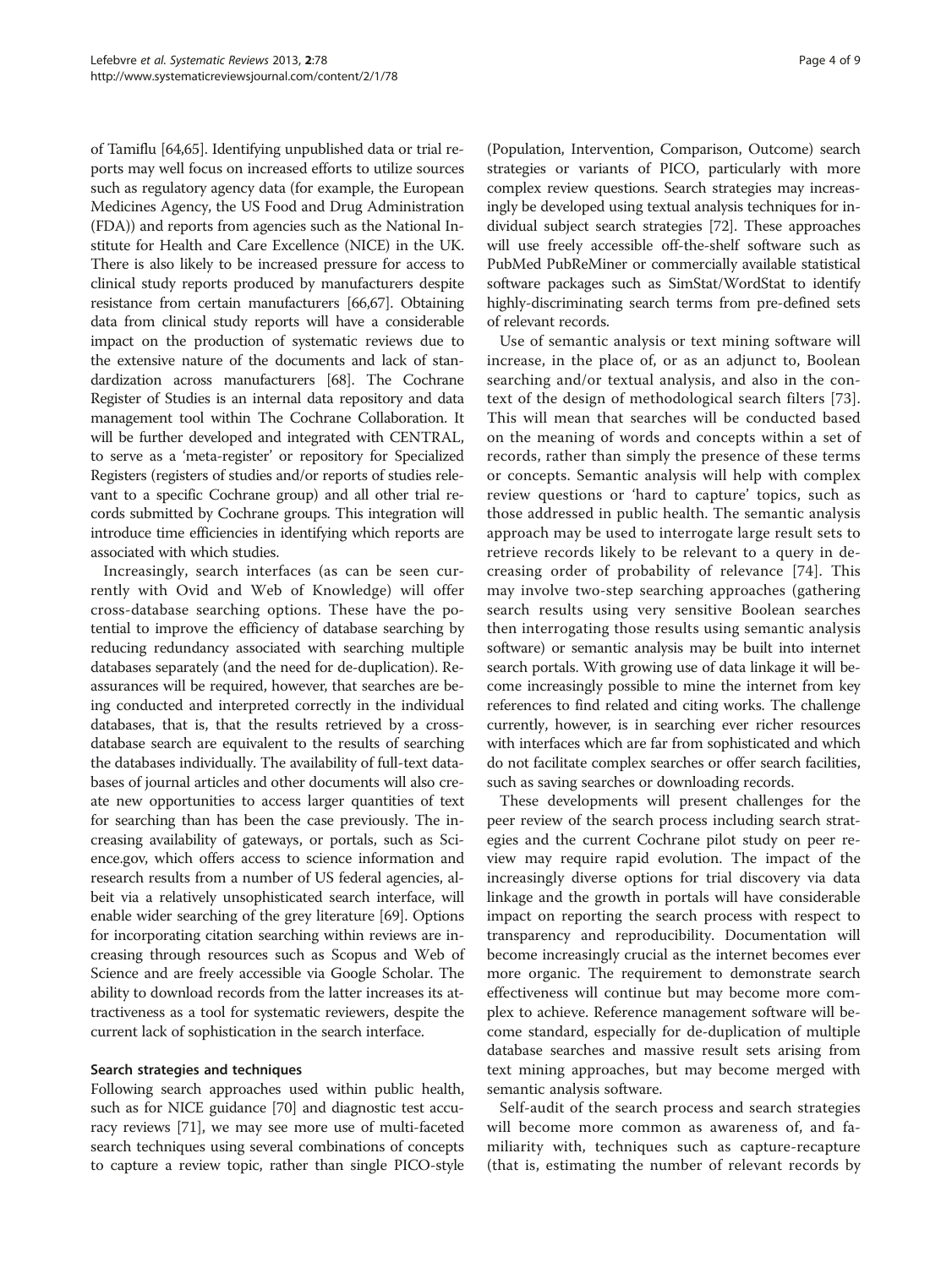of Tamiflu [64,65]. Identifying unpublished data or trial reports may well focus on increased efforts to utilize sources such as regulatory agency data (for example, the European Medicines Agency, the US Food and Drug Administration (FDA)) and reports from agencies such as the National Institute for Health and Care Excellence (NICE) in the UK. There is also likely to be increased pressure for access to clinical study reports produced by manufacturers despite resistance from certain manufacturers [66,67]. Obtaining data from clinical study reports will have a considerable impact on the production of systematic reviews due to the extensive nature of the documents and lack of standardization across manufacturers [68]. The Cochrane Register of Studies is an internal data repository and data management tool within The Cochrane Collaboration. It will be further developed and integrated with CENTRAL, to serve as a 'meta-register' or repository for Specialized Registers (registers of studies and/or reports of studies relevant to a specific Cochrane group) and all other trial records submitted by Cochrane groups. This integration will introduce time efficiencies in identifying which reports are associated with which studies.

Increasingly, search interfaces (as can be seen currently with Ovid and Web of Knowledge) will offer cross-database searching options. These have the potential to improve the efficiency of database searching by reducing redundancy associated with searching multiple databases separately (and the need for de-duplication). Reassurances will be required, however, that searches are being conducted and interpreted correctly in the individual databases, that is, that the results retrieved by a cross-database search are equivalent to the results of searching the databases individually. The availability of full-text databases of journal articles and other documents will also create new opportunities to access larger quantities of text for searching than has been the case previously. The increasing availability of gateways, or portals, such as Science.gov, which offers access to science information and research results from a number of US federal agencies, albeit via a relatively unsophisticated search interface, will enable wider searching of the grey literature [69]. Options for incorporating citation searching within reviews are increasing through resources such as Scopus and Web of Science and are freely accessible via Google Scholar. The ability to download records from the latter increases its attractiveness as a tool for systematic reviewers, despite the current lack of sophistication in the search interface.

### Search strategies and techniques

Following search approaches used within public health, such as for NICE guidance [70] and diagnostic test accuracy reviews [71], we may see more use of multi-faceted search techniques using several combinations of concepts to capture a review topic, rather than single PICO-style (Population, Intervention, Comparison, Outcome) search strategies or variants of PICO, particularly with more complex review questions. Search strategies may increasingly be developed using textual analysis techniques for individual subject search strategies [72]. These approaches will use freely accessible off-the-shelf software such as PubMed PubReMiner or commercially available statistical software packages such as SimStat/WordStat to identify highly-discriminating search terms from pre-defined sets of relevant records.

Use of semantic analysis or text mining software will increase, in the place of, or as an adjunct to, Boolean searching and/or textual analysis, and also in the context of the design of methodological search filters [73]. This will mean that searches will be conducted based on the meaning of words and concepts within a set of records, rather than simply the presence of these terms or concepts. Semantic analysis will help with complex review questions or 'hard to capture' topics, such as those addressed in public health. The semantic analysis approach may be used to interrogate large result sets to retrieve records likely to be relevant to a query in decreasing order of probability of relevance [74]. This may involve two-step searching approaches (gathering search results using very sensitive Boolean searches then interrogating those results using semantic analysis software) or semantic analysis may be built into internet search portals. With growing use of data linkage it will become increasingly possible to mine the internet from key references to find related and citing works. The challenge currently, however, is in searching ever richer resources with interfaces which are far from sophisticated and which do not facilitate complex searches or offer search facilities, such as saving searches or downloading records.

These developments will present challenges for the peer review of the search process including search strategies and the current Cochrane pilot study on peer review may require rapid evolution. The impact of the increasingly diverse options for trial discovery via data linkage and the growth in portals will have considerable impact on reporting the search process with respect to transparency and reproducibility. Documentation will become increasingly crucial as the internet becomes ever more organic. The requirement to demonstrate search effectiveness will continue but may become more complex to achieve. Reference management software will become standard, especially for de-duplication of multiple database searches and massive result sets arising from text mining approaches, but may become merged with semantic analysis software.

Self-audit of the search process and search strategies will become more common as awareness of, and familiarity with, techniques such as capture-recapture (that is, estimating the number of relevant records by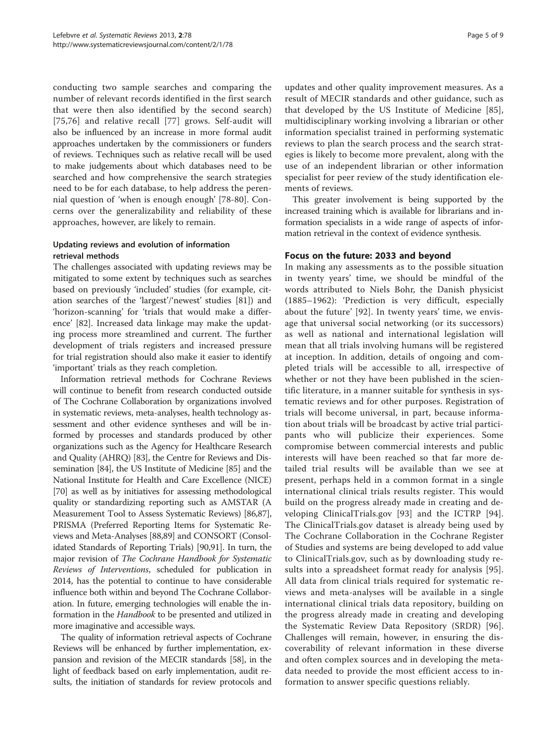conducting two sample searches and comparing the number of relevant records identified in the first search that were then also identified by the second search) [75,76] and relative recall [77] grows. Self-audit will also be influenced by an increase in more formal audit approaches undertaken by the commissioners or funders of reviews. Techniques such as relative recall will be used to make judgements about which databases need to be searched and how comprehensive the search strategies need to be for each database, to help address the perennial question of 'when is enough enough' [78-80]. Concerns over the generalizability and reliability of these approaches, however, are likely to remain.

### Updating reviews and evolution of information retrieval methods

The challenges associated with updating reviews may be mitigated to some extent by techniques such as searches based on previously 'included' studies (for example, citation searches of the 'largest'/'newest' studies [81]) and 'horizon-scanning' for 'trials that would make a difference' [82]. Increased data linkage may make the updating process more streamlined and current. The further development of trials registers and increased pressure for trial registration should also make it easier to identify 'important' trials as they reach completion.

Information retrieval methods for Cochrane Reviews will continue to benefit from research conducted outside of The Cochrane Collaboration by organizations involved in systematic reviews, meta-analyses, health technology assessment and other evidence syntheses and will be informed by processes and standards produced by other organizations such as the Agency for Healthcare Research and Quality (AHRQ) [83], the Centre for Reviews and Dissemination [84], the US Institute of Medicine [85] and the National Institute for Health and Care Excellence (NICE) [70] as well as by initiatives for assessing methodological quality or standardizing reporting such as AMSTAR (A Measurement Tool to Assess Systematic Reviews) [86,87], PRISMA (Preferred Reporting Items for Systematic Reviews and Meta-Analyses [88,89] and CONSORT (Consolidated Standards of Reporting Trials) [90,91]. In turn, the major revision of *The Cochrane Handbook for Systematic Reviews of Interventions*, scheduled for publication in 2014, has the potential to continue to have considerable influence both within and beyond The Cochrane Collaboration. In future, emerging technologies will enable the information in the *Handbook* to be presented and utilized in more imaginative and accessible ways.

The quality of information retrieval aspects of Cochrane Reviews will be enhanced by further implementation, expansion and revision of the MECIR standards [58], in the light of feedback based on early implementation, audit results, the initiation of standards for review protocols and updates and other quality improvement measures. As a result of MECIR standards and other guidance, such as that developed by the US Institute of Medicine [85], multidisciplinary working involving a librarian or other information specialist trained in performing systematic reviews to plan the search process and the search strategies is likely to become more prevalent, along with the use of an independent librarian or other information specialist for peer review of the study identification elements of reviews.

This greater involvement is being supported by the increased training which is available for librarians and information specialists in a wide range of aspects of information retrieval in the context of evidence synthesis.

## Focus on the future: 2033 and beyond

In making any assessments as to the possible situation in twenty years' time, we should be mindful of the words attributed to Niels Bohr, the Danish physicist (1885–1962): 'Prediction is very difficult, especially about the future' [92]. In twenty years' time, we envisage that universal social networking (or its successors) as well as national and international legislation will mean that all trials involving humans will be registered at inception. In addition, details of ongoing and completed trials will be accessible to all, irrespective of whether or not they have been published in the scientific literature, in a manner suitable for synthesis in systematic reviews and for other purposes. Registration of trials will become universal, in part, because information about trials will be broadcast by active trial participants who will publicize their experiences. Some compromise between commercial interests and public interests will have been reached so that far more detailed trial results will be available than we see at present, perhaps held in a common format in a single international clinical trials results register. This would build on the progress already made in creating and developing ClinicalTrials.gov [93] and the ICTRP [94]. The ClinicalTrials.gov dataset is already being used by The Cochrane Collaboration in the Cochrane Register of Studies and systems are being developed to add value to ClinicalTrials.gov, such as by downloading study results into a spreadsheet format ready for analysis [95]. All data from clinical trials required for systematic reviews and meta-analyses will be available in a single international clinical trials data repository, building on the progress already made in creating and developing the Systematic Review Data Repository (SRDR) [96]. Challenges will remain, however, in ensuring the discoverability of relevant information in these diverse and often complex sources and in developing the metadata needed to provide the most efficient access to information to answer specific questions reliably.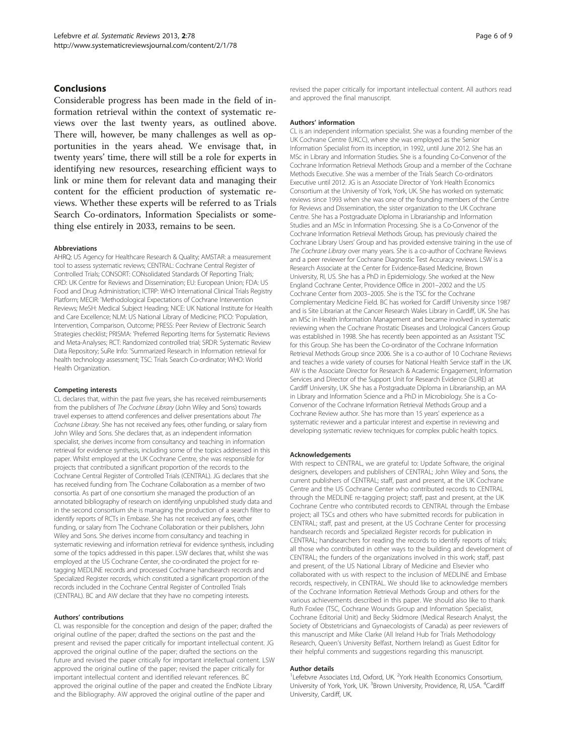## Conclusions

Considerable progress has been made in the field of information retrieval within the context of systematic reviews over the last twenty years, as outlined above. There will, however, be many challenges as well as opportunities in the years ahead. We envisage that, in twenty years' time, there will still be a role for experts in identifying new resources, researching efficient ways to link or mine them for relevant data and managing their content for the efficient production of systematic reviews. Whether these experts will be referred to as Trials Search Co-ordinators, Information Specialists or something else entirely in 2033, remains to be seen.

#### Abbreviations

AHRQ: US Agency for Healthcare Research & Quality; AMSTAR: a measurement tool to assess systematic reviews; CENTRAL: Cochrane Central Register of Controlled Trials; CONSORT: CONsolidated Standards Of Reporting Trials; CRD: UK Centre for Reviews and Dissemination; EU: European Union; FDA: US Food and Drug Administration; ICTRP: WHO International Clinical Trials Registry Platform; MECIR: 'Methodological Expectations of Cochrane Intervention Reviews; MeSH: Medical Subject Heading; NICE: UK National Institute for Health and Care Excellence; NLM: US National Library of Medicine; PICO: 'Population, Intervention, Comparison, Outcome; PRESS: Peer Review of Electronic Search Strategies checklist; PRISMA: 'Preferred Reporting Items for Systematic Reviews and Meta-Analyses; RCT: Randomized controlled trial; SRDR: Systematic Review Data Repository; SuRe Info: 'Summarized Research in Information retrieval for health technology assessment; TSC: Trials Search Co-ordinator; WHO: World Health Organization.

#### Competing interests

CL declares that, within the past five years, she has received reimbursements from the publishers of *The Cochrane Library* (John Wiley and Sons) towards travel expenses to attend conferences and deliver presentations about *The Cochrane Library*. She has not received any fees, other funding, or salary from John Wiley and Sons. She declares that, as an independent information specialist, she derives income from consultancy and teaching in information retrieval for evidence synthesis, including some of the topics addressed in this paper. Whilst employed at the UK Cochrane Centre, she was responsible for projects that contributed a significant proportion of the records to the Cochrane Central Register of Controlled Trials (CENTRAL). JG declares that she has received funding from The Cochrane Collaboration as a member of two consortia. As part of one consortium she managed the production of an annotated bibliography of research on identifying unpublished study data and in the second consortium she is managing the production of a search filter to identify reports of RCTs in Embase. She has not received any fees, other funding, or salary from The Cochrane Collaboration or their publishers, John Wiley and Sons. She derives income from consultancy and teaching in systematic reviewing and information retrieval for evidence synthesis, including some of the topics addressed in this paper. LSW declares that, whilst she was employed at the US Cochrane Center, she co-ordinated the project for re-tagging MEDLINE records and processed Cochrane handsearch records and Specialized Register records, which constituted a significant proportion of the records included in the Cochrane Central Register of Controlled Trials (CENTRAL). BC and AW declare that they have no competing interests.

#### Authors' contributions

CL was responsible for the conception and design of the paper; drafted the original outline of the paper; drafted the sections on the past and the present and revised the paper critically for important intellectual content. JG approved the original outline of the paper; drafted the sections on the future and revised the paper critically for important intellectual content. LSW approved the original outline of the paper; revised the paper critically for important intellectual content and identified relevant references. BC approved the original outline of the paper and created the EndNote Library and the Bibliography. AW approved the original outline of the paper and revised the paper critically for important intellectual content. All authors read and approved the final manuscript.

#### Authors' information

CL is an independent information specialist. She was a founding member of the UK Cochrane Centre (UKCC), where she was employed as the Senior Information Specialist from its inception, in 1992, until June 2012. She has an MSc in Library and Information Studies. She is a founding Co-Convenor of the Cochrane Information Retrieval Methods Group and a member of the Cochrane Methods Executive. She was a member of the Trials Search Co-ordinators Executive until 2012. JG is an Associate Director of York Health Economics Consortium at the University of York, York, UK. She has worked on systematic reviews since 1993 when she was one of the founding members of the Centre for Reviews and Dissemination, the sister organization to the UK Cochrane Centre. She has a Postgraduate Diploma in Librarianship and Information Studies and an MSc in Information Processing. She is a Co-Convenor of the Cochrane Information Retrieval Methods Group, has previously chaired the Cochrane Library Users' Group and has provided extensive training in the use of *The Cochrane Library* over many years. She is a co-author of Cochrane Reviews and a peer reviewer for Cochrane Diagnostic Test Accuracy reviews. LSW is a Research Associate at the Center for Evidence-Based Medicine, Brown University, RI, US. She has a PhD in Epidemiology. She worked at the New England Cochrane Center, Providence Office in 2001–2002 and the US Cochrane Center from 2003–2005. She is the TSC for the Cochrane Complementary Medicine Field. BC has worked for Cardiff University since 1987 and is Site Librarian at the Cancer Research Wales Library in Cardiff, UK. She has an MSc in Health Information Management and became involved in systematic reviewing when the Cochrane Prostatic Diseases and Urological Cancers Group was established in 1998. She has recently been appointed as an Assistant TSC for this Group. She has been the Co-ordinator of the Cochrane Information Retrieval Methods Group since 2006. She is a co-author of 10 Cochrane Reviews and teaches a wide variety of courses for National Health Service staff in the UK. AW is the Associate Director for Research & Academic Engagement, Information Services and Director of the Support Unit for Research Evidence (SURE) at Cardiff University, UK. She has a Postgraduate Diploma in Librarianship, an MA in Library and Information Science and a PhD in Microbiology. She is a Co-Convenor of the Cochrane Information Retrieval Methods Group and a Cochrane Review author. She has more than 15 years' experience as a systematic reviewer and a particular interest and expertise in reviewing and developing systematic review techniques for complex public health topics.

#### Acknowledgements

With respect to CENTRAL, we are grateful to: Update Software, the original designers, developers and publishers of CENTRAL; John Wiley and Sons, the current publishers of CENTRAL; staff, past and present, at the UK Cochrane Centre and the US Cochrane Center who contributed records to CENTRAL through the MEDLINE re-tagging project; staff, past and present, at the UK Cochrane Centre who contributed records to CENTRAL through the Embase project; all TSCs and others who have submitted records for publication in CENTRAL; staff, past and present, at the US Cochrane Center for processing handsearch records and Specialized Register records for publication in CENTRAL; handsearchers for reading the records to identify reports of trials; all those who contributed in other ways to the building and development of CENTRAL; the funders of the organizations involved in this work; staff, past and present, of the US National Library of Medicine and Elsevier who collaborated with us with respect to the inclusion of MEDLINE and Embase records, respectively, in CENTRAL. We should like to acknowledge members of the Cochrane Information Retrieval Methods Group and others for the various achievements described in this paper. We should also like to thank Ruth Foxlee (TSC, Cochrane Wounds Group and Information Specialist, Cochrane Editorial Unit) and Becky Skidmore (Medical Research Analyst, the Society of Obstetricians and Gynaecologists of Canada) as peer reviewers of this manuscript and Mike Clarke (All Ireland Hub for Trials Methodology Research, Queen's University Belfast, Northern Ireland) as Guest Editor for their helpful comments and suggestions regarding this manuscript.

#### Author details

[1]Lefebvre Associates Ltd, Oxford, UK. [2]York Health Economics Consortium, University of York, York, UK. [3]Brown University, Providence, RI, USA. [4]Cardiff University, Cardiff, UK.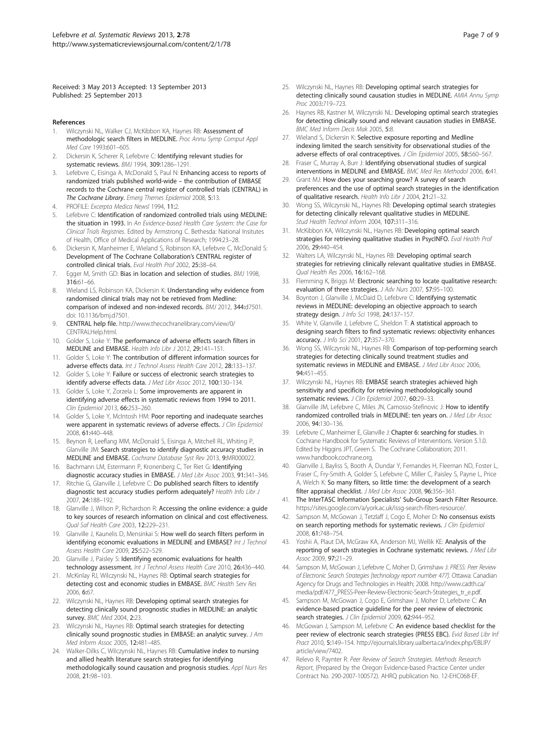Received: 3 May 2013 Accepted: 13 September 2013
Published: 25 September 2013

## References

1. Wilczynski NL, Walker CJ, McKibbon KA, Haynes RB: **Assessment of methodologic search filters in MEDLINE.** *Proc Annu Symp Comput Appl Med Care* 1993:601–605.
2. Dickersin K, Scherer R, Lefebvre C: **Identifying relevant studies for systematic reviews.** *BMJ* 1994, **309:**1286–1291.
3. Lefebvre C, Eisinga A, McDonald S, Paul N: **Enhancing access to reports of randomized trials published world-wide – the contribution of EMBASE records to the Cochrane central register of controlled trials (CENTRAL) in *The Cochrane Library*.** *Emerg Themes Epidemiol* 2008, **5:**13.
4. PROFILE: *Excerpta Medica Newsl* 1994, **11:**2.
5. Lefebvre C: **Identification of randomized controlled trials using MEDLINE: the situation in 1993.** In *An Evidence-based Health Care System: the Case for Clinical Trials Registries.* Edited by Armstrong C. Bethesda: National Insitutes of Health, Office of Medical Applications of Research; 1994:23–28.
6. Dickersin K, Manheimer E, Wieland S, Robinson KA, Lefebvre C, McDonald S: **Development of The Cochrane Collaboration's CENTRAL register of controlled clinical trials.** *Eval Health Prof* 2002, **25:**38–64.
7. Egger M, Smith GD: **Bias in location and selection of studies.** *BMJ* 1998, **316:**61–66.
8. Wieland LS, Robinson KA, Dickersin K: **Understanding why evidence from randomised clinical trials may not be retrieved from Medline: comparison of indexed and non-indexed records.** *BMJ* 2012, **344:**d7501. doi: 10.1136/bmj.d7501.
9. **CENTRAL help file.** http://www.thecochranelibrary.com/view/0/CENTRALHelp.html.
10. Golder S, Loke Y: **The performance of adverse effects search filters in MEDLINE and EMBASE.** *Health Info Libr J* 2012, **29:**141–151.
11. Golder S, Loke Y: **The contribution of different information sources for adverse effects data.** *Int J Technol Assess Health Care* 2012, **28:**133–137.
12. Golder S, Loke Y: **Failure or success of electronic search strategies to identify adverse effects data.** *J Med Libr Assoc* 2012, **100:**130–134.
13. Golder S, Loke Y, Zorzela L: **Some improvements are apparent in identifying adverse effects in systematic reviews from 1994 to 2011.** *Clin Epidemiol* 2013, **66:**253–260.
14. Golder S, Loke Y, McIntosh HM: **Poor reporting and inadequate searches were apparent in systematic reviews of adverse effects.** *J Clin Epidemiol* 2008, **61:**440–448.
15. Beynon R, Leeflang MM, McDonald S, Eisinga A, Mitchell RL, Whiting P, Glanville JM: **Search strategies to identify diagnostic accuracy studies in MEDLINE and EMBASE.** *Cochrane Database Syst Rev* 2013, **9:**MR000022.
16. Bachmann LM, Estermann P, Kronenberg C, Ter Riet G: **Identifying diagnostic accuracy studies in EMBASE.** *J Med Libr Assoc* 2003, **91:**341–346.
17. Ritchie G, Glanville J, Lefebvre C: **Do published search filters to identify diagnostic test accuracy studies perform adequately?** *Health Info Libr J* 2007, **24:**188–192.
18. Glanville J, Wilson P, Richardson R: **Accessing the online evidence: a guide to key sources of research information on clinical and cost effectiveness.** *Qual Saf Health Care* 2003, **12:**229–231.
19. Glanville J, Kaunelis D, Mensinkai S: **How well do search filters perform in identifying economic evaluations in MEDLINE and EMBASE?** *Int J Technol Assess Health Care* 2009, **25:**522–529.
20. Glanville J, Paisley S: **Identifying economic evaluations for health technology assessment.** *Int J Technol Assess Health Care* 2010, **26:**436–440.
21. McKinlay RJ, Wilczynski NL, Haynes RB: **Optimal search strategies for detecting cost and economic studies in EMBASE.** *BMC Health Serv Res* 2006, **6:**67.
22. Wilczynski NL, Haynes RB: **Developing optimal search strategies for detecting clinically sound prognostic studies in MEDLINE: an analytic survey.** *BMC Med* 2004, **2:**23.
23. Wilczynski NL, Haynes RB: **Optimal search strategies for detecting clinically sound prognostic studies in EMBASE: an analytic survey.** *J Am Med Inform Assoc* 2005, **12:**481–485.
24. Walker-Dilks C, Wilczynski NL, Haynes RB: **Cumulative index to nursing and allied health literature search strategies for identifying methodologically sound causation and prognosis studies.** *Appl Nurs Res* 2008, **21:**98–103.
25. Wilczynski NL, Haynes RB: **Developing optimal search strategies for detecting clinically sound causation studies in MEDLINE.** *AMIA Annu Symp Proc* 2003**:**719–723.
26. Haynes RB, Kastner M, Wilczynski NL: **Developing optimal search strategies for detecting clinically sound and relevant causation studies in EMBASE.** *BMC Med Inform Decis Mak* 2005, **5:**8.
27. Wieland S, Dickersin K: **Selective exposure reporting and Medline indexing limited the search sensitivity for observational studies of the adverse effects of oral contraceptives.** *J Clin Epidemiol* 2005, **58:**560–567.
28. Fraser C, Murray A, Burr J: **Identifying observational studies of surgical interventions in MEDLINE and EMBASE.** *BMC Med Res Methodol* 2006, **6:**41.
29. Grant MJ: **How does your searching grow? A survey of search preferences and the use of optimal search strategies in the identification of qualitative research.** *Health Info Libr J* 2004, **21:**21–32.
30. Wong SS, Wilczynski NL, Haynes RB: **Developing optimal search strategies for detecting clinically relevant qualitative studies in MEDLINE.** *Stud Health Technol Inform* 2004, **107:**311–316.
31. McKibbon KA, Wilczynski NL, Haynes RB: **Developing optimal search strategies for retrieving qualitative studies in PsycINFO.** *Eval Health Prof* 2006, **29:**440–454.
32. Walters LA, Wilczynski NL, Haynes RB: **Developing optimal search strategies for retrieving clinically relevant qualitative studies in EMBASE.** *Qual Health Res* 2006, **16:**162–168.
33. Flemming K, Briggs M: **Electronic searching to locate qualitative research: evaluation of three strategies.** *J Adv Nurs* 2007, **57:**95–100.
34. Boynton J, Glanville J, McDaid D, Lefebvre C: **Identifying systematic reviews in MEDLINE: developing an objective approach to search strategy design.** *J Info Sci* 1998, **24:**137–157.
35. White V, Glanville J, Lefebvre C, Sheldon T: **A statistical approach to designing search filters to find systematic reviews: objectivity enhances accuracy.** *J Info Sci* 2001, **27:**357–370.
36. Wong SS, Wilczynski NL, Haynes RB: **Comparison of top-performing search strategies for detecting clinically sound treatment studies and systematic reviews in MEDLINE and EMBASE.** *J Med Libr Assoc* 2006, **94:**451–455.
37. Wilczynski NL, Haynes RB: **EMBASE search strategies achieved high sensitivity and specificity for retrieving methodologically sound systematic reviews.** *J Clin Epidemiol* 2007, **60:**29–33.
38. Glanville JM, Lefebvre C, Miles JN, Camosso-Stefinovic J: **How to identify randomized controlled trials in MEDLINE: ten years on.** *J Med Libr Assoc* 2006, **94:**130–136.
39. Lefebvre C, Manheimer E, Glanville J: **Chapter 6: searching for studies.** In Cochrane Handbook for Systematic Reviews of Interventions. Version 5.1.0. Edited by Higgins JPT, Green S. The Cochrane Collaboration; 2011. www.handbook.cochrane.org.
40. Glanville J, Bayliss S, Booth A, Dundar Y, Fernandes H, Fleeman ND, Foster L, Fraser C, Fry-Smith A, Golder S, Lefebvre C, Miller C, Paisley S, Payne L, Price A, Welch K: **So many filters, so little time: the development of a search filter appraisal checklist.** *J Med Libr Assoc* 2008, **96:**356–361.
41. **The InterTASC Information Specialists' Sub-Group Search Filter Resource.** https://sites.google.com/a/york.ac.uk/issg-search-filters-resource/.
42. Sampson M, McGowan J, Tetzlaff J, Cogo E, Moher D: **No consensus exists on search reporting methods for systematic reviews.** *J Clin Epidemiol* 2008, **61:**748–754.
43. Yoshii A, Plaut DA, McGraw KA, Anderson MJ, Wellik KE: **Analysis of the reporting of search strategies in Cochrane systematic reviews.** *J Med Libr Assoc* 2009, **97:**21–29.
44. Sampson M, McGowan J, Lefebvre C, Moher D, Grimshaw J: *PRESS: Peer Review of Electronic Search Strategies [technology report number 477].* Ottawa: Canadian Agency for Drugs and Technologies in Health; 2008. http://www.cadth.ca/media/pdf/477_PRESS-Peer-Review-Electronic-Search-Strategies_tr_e.pdf.
45. Sampson M, McGowan J, Cogo E, Grimshaw J, Moher D, Lefebvre C: **An evidence-based practice guideline for the peer review of electronic search strategies.** *J Clin Epidemiol* 2009, **62:**944–952.
46. McGowan J, Sampson M, Lefebvre C: **An evidence based checklist for the peer review of electronic search strategies (PRESS EBC).** *Evid Based Libr Inf Pract* 2010, **5:**149–154. http://ejournals.library.ualberta.ca/index.php/EBLIP/article/view/7402.
47. Relevo R, Paynter R: *Peer Review of Search Strategies. Methods Research Report*, (Prepared by the Oregon Evidence-based Practice Center under Contract No. 290-2007-100572). AHRQ publication No. 12-EHC068-EF.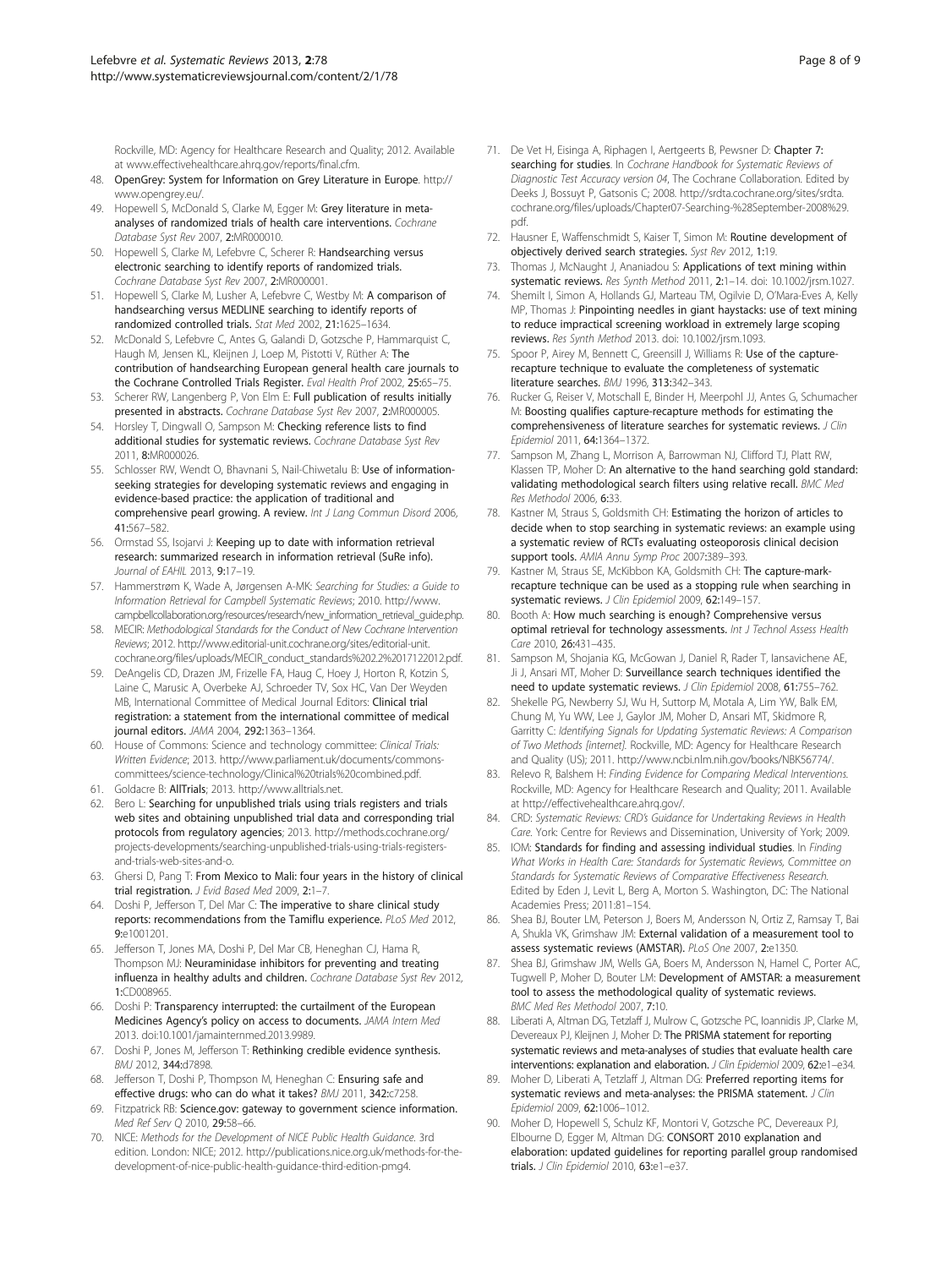Rockville, MD: Agency for Healthcare Research and Quality; 2012. Available at www.effectivehealthcare.ahrq.gov/reports/final.cfm.

48. OpenGrey: System for Information on Grey Literature in Europe. http://www.opengrey.eu/.
49. Hopewell S, McDonald S, Clarke M, Egger M: Grey literature in meta-analyses of randomized trials of health care interventions. *Cochrane Database Syst Rev* 2007, 2:MR000010.
50. Hopewell S, Clarke M, Lefebvre C, Scherer R: Handsearching versus electronic searching to identify reports of randomized trials. *Cochrane Database Syst Rev* 2007, 2:MR000001.
51. Hopewell S, Clarke M, Lusher A, Lefebvre C, Westby M: A comparison of handsearching versus MEDLINE searching to identify reports of randomized controlled trials. *Stat Med* 2002, 21:1625–1634.
52. McDonald S, Lefebvre C, Antes G, Galandi D, Gotzsche P, Hammarquist C, Haugh M, Jensen KL, Kleijnen J, Loep M, Pistotti V, Rüther A: The contribution of handsearching European general health care journals to the Cochrane Controlled Trials Register. *Eval Health Prof* 2002, 25:65–75.
53. Scherer RW, Langenberg P, Von Elm E: Full publication of results initially presented in abstracts. *Cochrane Database Syst Rev* 2007, 2:MR000005.
54. Horsley T, Dingwall O, Sampson M: Checking reference lists to find additional studies for systematic reviews. *Cochrane Database Syst Rev* 2011, 8:MR000026.
55. Schlosser RW, Wendt O, Bhavnani S, Nail-Chiwetalu B: Use of information-seeking strategies for developing systematic reviews and engaging in evidence-based practice: the application of traditional and comprehensive pearl growing. A review. *Int J Lang Commun Disord* 2006, 41:567–582.
56. Ormstad SS, Isojarvi J: Keeping up to date with information retrieval research: summarized research in information retrieval (SuRe info). *Journal of EAHIL* 2013, 9:17–19.
57. Hammerstrøm K, Wade A, Jørgensen A-MK: *Searching for Studies: a Guide to Information Retrieval for Campbell Systematic Reviews*; 2010. http://www.campbellcollaboration.org/resources/research/new_information_retrieval_guide.php.
58. MECIR: *Methodological Standards for the Conduct of New Cochrane Intervention Reviews*; 2012. http://www.editorial-unit.cochrane.org/sites/editorial-unit.cochrane.org/files/uploads/MECIR_conduct_standards%202.2%2017122012.pdf.
59. DeAngelis CD, Drazen JM, Frizelle FA, Haug C, Hoey J, Horton R, Kotzin S, Laine C, Marusic A, Overbeke AJ, Schroeder TV, Sox HC, Van Der Weyden MB, International Committee of Medical Journal Editors: Clinical trial registration: a statement from the international committee of medical journal editors. *JAMA* 2004, 292:1363–1364.
60. House of Commons: Science and technology committee: *Clinical Trials: Written Evidence*; 2013. http://www.parliament.uk/documents/commons-committees/science-technology/Clinical%20trials%20combined.pdf.
61. Goldacre B: AllTrials; 2013. http://www.alltrials.net.
62. Bero L: Searching for unpublished trials using trials registers and trials web sites and obtaining unpublished trial data and corresponding trial protocols from regulatory agencies; 2013. http://methods.cochrane.org/projects-developments/searching-unpublished-trials-using-trials-registers-and-trials-web-sites-and-o.
63. Ghersi D, Pang T: From Mexico to Mali: four years in the history of clinical trial registration. *J Evid Based Med* 2009, 2:1–7.
64. Doshi P, Jefferson T, Del Mar C: The imperative to share clinical study reports: recommendations from the Tamiflu experience. *PLoS Med* 2012, 9:e1001201.
65. Jefferson T, Jones MA, Doshi P, Del Mar CB, Heneghan CJ, Hama R, Thompson MJ: Neuraminidase inhibitors for preventing and treating influenza in healthy adults and children. *Cochrane Database Syst Rev* 2012, 1:CD008965.
66. Doshi P: Transparency interrupted: the curtailment of the European Medicines Agency's policy on access to documents. *JAMA Intern Med* 2013. doi:10.1001/jamainternmed.2013.9989.
67. Doshi P, Jones M, Jefferson T: Rethinking credible evidence synthesis. *BMJ* 2012, 344:d7898.
68. Jefferson T, Doshi P, Thompson M, Heneghan C: Ensuring safe and effective drugs: who can do what it takes? *BMJ* 2011, 342:c7258.
69. Fitzpatrick RB: Science.gov: gateway to government science information. *Med Ref Serv Q* 2010, 29:58–66.
70. NICE: *Methods for the Development of NICE Public Health Guidance*. 3rd edition. London: NICE; 2012. http://publications.nice.org.uk/methods-for-the-development-of-nice-public-health-guidance-third-edition-pmg4.
71. De Vet H, Eisinga A, Riphagen I, Aertgeerts B, Pewsner D: Chapter 7: searching for studies. In *Cochrane Handbook for Systematic Reviews of Diagnostic Test Accuracy version 04*, The Cochrane Collaboration. Edited by Deeks J, Bossuyt P, Gatsonis C; 2008. http://srdta.cochrane.org/sites/srdta.cochrane.org/files/uploads/Chapter07-Searching-%28September-2008%29.pdf.
72. Hausner E, Waffenschmidt S, Kaiser T, Simon M: Routine development of objectively derived search strategies. *Syst Rev* 2012, 1:19.
73. Thomas J, McNaught J, Ananiadou S: Applications of text mining within systematic reviews. *Res Synth Method* 2011, 2:1–14. doi: 10.1002/jrsm.1027.
74. Shemilt I, Simon A, Hollands GJ, Marteau TM, Ogilvie D, O'Mara-Eves A, Kelly MP, Thomas J: Pinpointing needles in giant haystacks: use of text mining to reduce impractical screening workload in extremely large scoping reviews. *Res Synth Method* 2013. doi: 10.1002/jrsm.1093.
75. Spoor P, Airey M, Bennett C, Greensill J, Williams R: Use of the capture-recapture technique to evaluate the completeness of systematic literature searches. *BMJ* 1996, 313:342–343.
76. Rucker G, Reiser V, Motschall E, Binder H, Meerpohl JJ, Antes G, Schumacher M: Boosting qualifies capture-recapture methods for estimating the comprehensiveness of literature searches for systematic reviews. *J Clin Epidemiol* 2011, 64:1364–1372.
77. Sampson M, Zhang L, Morrison A, Barrowman NJ, Clifford TJ, Platt RW, Klassen TP, Moher D: An alternative to the hand searching gold standard: validating methodological search filters using relative recall. *BMC Med Res Methodol* 2006, 6:33.
78. Kastner M, Straus S, Goldsmith CH: Estimating the horizon of articles to decide when to stop searching in systematic reviews: an example using a systematic review of RCTs evaluating osteoporosis clinical decision support tools. *AMIA Annu Symp Proc* 2007:389–393.
79. Kastner M, Straus SE, McKibbon KA, Goldsmith CH: The capture-mark-recapture technique can be used as a stopping rule when searching in systematic reviews. *J Clin Epidemiol* 2009, 62:149–157.
80. Booth A: How much searching is enough? Comprehensive versus optimal retrieval for technology assessments. *Int J Technol Assess Health Care* 2010, 26:431–435.
81. Sampson M, Shojania KG, McGowan J, Daniel R, Rader T, Iansavichene AE, Ji J, Ansari MT, Moher D: Surveillance search techniques identified the need to update systematic reviews. *J Clin Epidemiol* 2008, 61:755–762.
82. Shekelle PG, Newberry SJ, Wu H, Suttorp M, Motala A, Lim YW, Balk EM, Chung M, Yu WW, Lee J, Gaylor JM, Moher D, Ansari MT, Skidmore R, Garritty C: *Identifying Signals for Updating Systematic Reviews: A Comparison of Two Methods [internet]*. Rockville, MD: Agency for Healthcare Research and Quality (US); 2011. http://www.ncbi.nlm.nih.gov/books/NBK56774/.
83. Relevo R, Balshem H: *Finding Evidence for Comparing Medical Interventions*. Rockville, MD: Agency for Healthcare Research and Quality; 2011. Available at http://effectivehealthcare.ahrq.gov/.
84. CRD: *Systematic Reviews: CRD's Guidance for Undertaking Reviews in Health Care*. York: Centre for Reviews and Dissemination, University of York; 2009.
85. IOM: Standards for finding and assessing individual studies. In *Finding What Works in Health Care: Standards for Systematic Reviews, Committee on Standards for Systematic Reviews of Comparative Effectiveness Research*. Edited by Eden J, Levit L, Berg A, Morton S. Washington, DC: The National Academies Press; 2011:81–154.
86. Shea BJ, Bouter LM, Peterson J, Boers M, Andersson N, Ortiz Z, Ramsay T, Bai A, Shukla VK, Grimshaw JM: External validation of a measurement tool to assess systematic reviews (AMSTAR). *PLoS One* 2007, 2:e1350.
87. Shea BJ, Grimshaw JM, Wells GA, Boers M, Andersson N, Hamel C, Porter AC, Tugwell P, Moher D, Bouter LM: Development of AMSTAR: a measurement tool to assess the methodological quality of systematic reviews. *BMC Med Res Methodol* 2007, 7:10.
88. Liberati A, Altman DG, Tetzlaff J, Mulrow C, Gotzsche PC, Ioannidis JP, Clarke M, Devereaux PJ, Kleijnen J, Moher D: The PRISMA statement for reporting systematic reviews and meta-analyses of studies that evaluate health care interventions: explanation and elaboration. *J Clin Epidemiol* 2009, 62:e1–e34.
89. Moher D, Liberati A, Tetzlaff J, Altman DG: Preferred reporting items for systematic reviews and meta-analyses: the PRISMA statement. *J Clin Epidemiol* 2009, 62:1006–1012.
90. Moher D, Hopewell S, Schulz KF, Montori V, Gotzsche PC, Devereaux PJ, Elbourne D, Egger M, Altman DG: CONSORT 2010 explanation and elaboration: updated guidelines for reporting parallel group randomised trials. *J Clin Epidemiol* 2010, 63:e1–e37.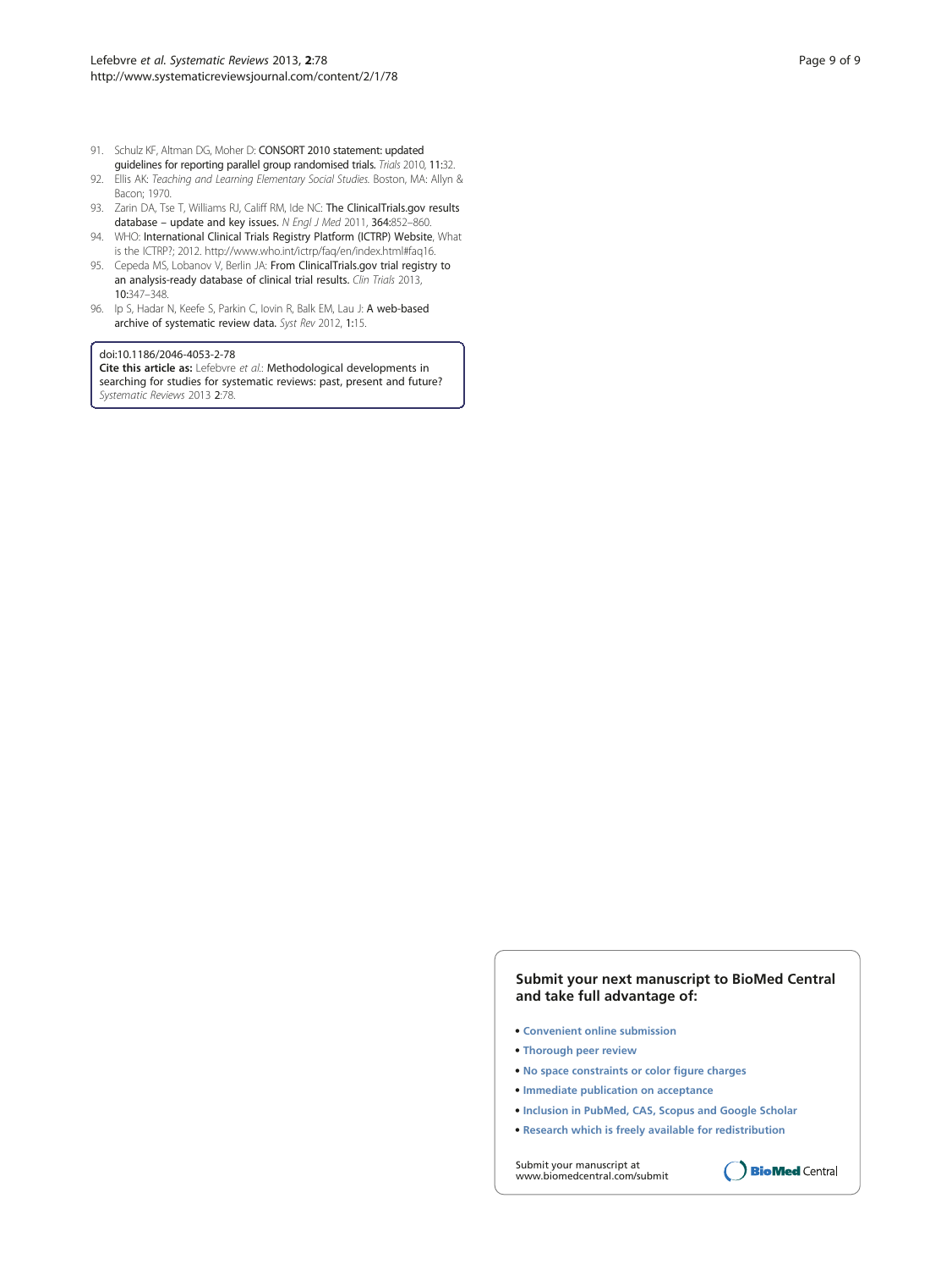91. Schulz KF, Altman DG, Moher D: **CONSORT 2010 statement: updated guidelines for reporting parallel group randomised trials.** *Trials* 2010, **11:**32.
92. Ellis AK: *Teaching and Learning Elementary Social Studies.* Boston, MA: Allyn & Bacon; 1970.
93. Zarin DA, Tse T, Williams RJ, Califf RM, Ide NC: **The ClinicalTrials.gov results database – update and key issues.** *N Engl J Med* 2011, **364:**852–860.
94. WHO: **International Clinical Trials Registry Platform (ICTRP) Website**, What is the ICTRP?; 2012. http://www.who.int/ictrp/faq/en/index.html#faq16.
95. Cepeda MS, Lobanov V, Berlin JA: **From ClinicalTrials.gov trial registry to an analysis-ready database of clinical trial results.** *Clin Trials* 2013, **10:**347–348.
96. Ip S, Hadar N, Keefe S, Parkin C, Iovin R, Balk EM, Lau J: **A web-based archive of systematic review data.** *Syst Rev* 2012, **1:**15.

doi:10.1186/2046-4053-2-78
**Cite this article as:** Lefebvre *et al.*: Methodological developments in searching for studies for systematic reviews: past, present and future? *Systematic Reviews* 2013 **2**:78.

**Submit your next manuscript to BioMed Central and take full advantage of:**

- **Convenient online submission**
- **Thorough peer review**
- **No space constraints or color figure charges**
- **Immediate publication on acceptance**
- **Inclusion in PubMed, CAS, Scopus and Google Scholar**
- **Research which is freely available for redistribution**

Submit your manuscript at
www.biomedcentral.com/submit

BioMed Central